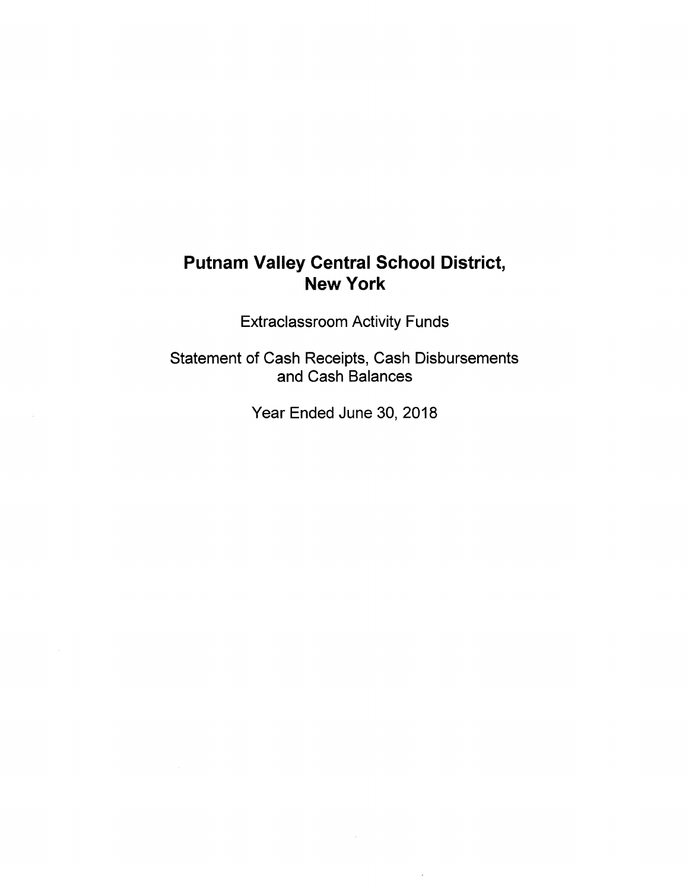# Putnam Valley Central School District, New York

Extraclassroom Activity Funds

Statement of Cash Receipts, Cash Disbursements and Cash Balances

Year Ended June 30, 2018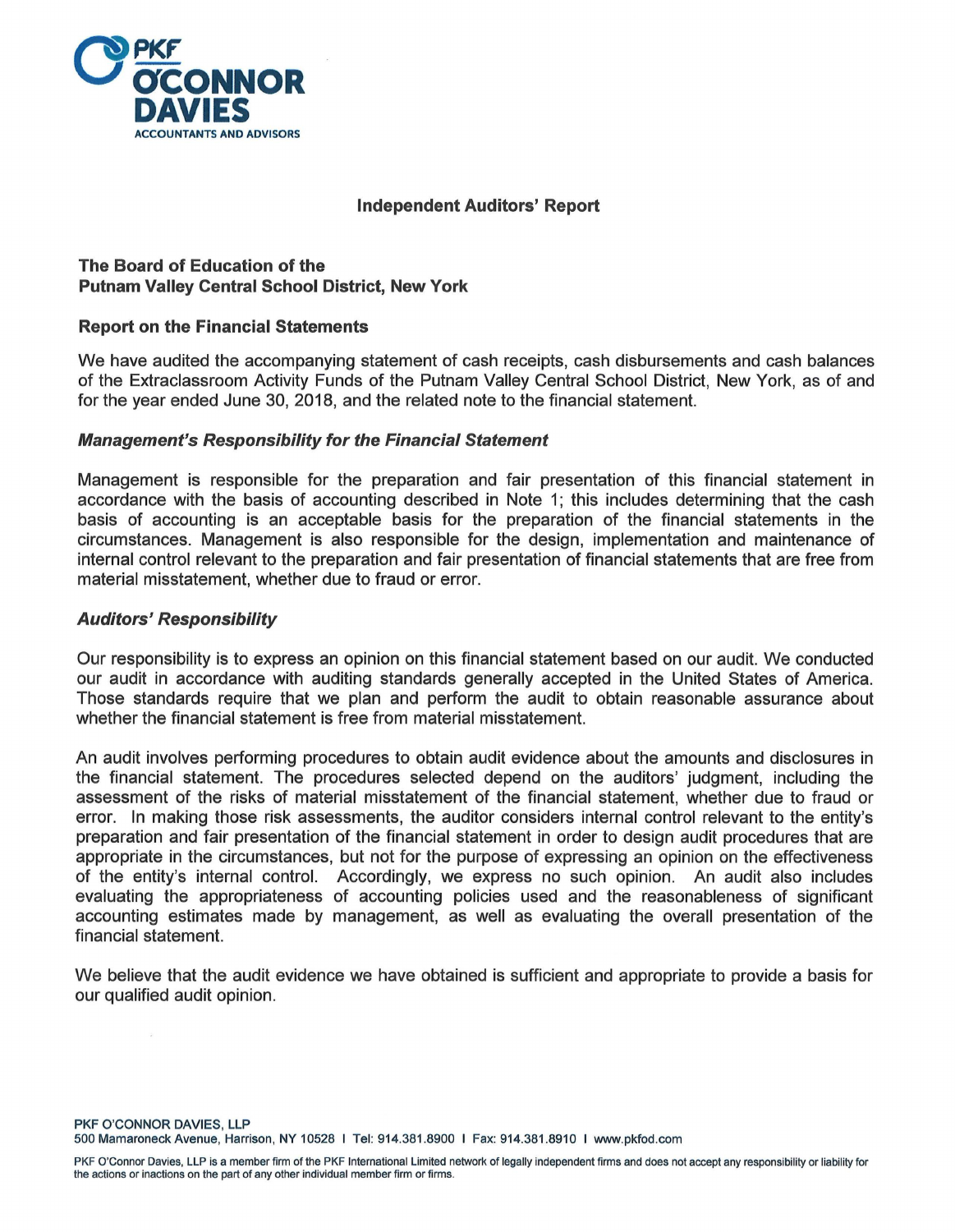## Independent Auditors' Report

**The Board of Education of the**
**Putnam Valley Central School District, New York**

### Report on the Financial Statements

We have audited the accompanying statement of cash receipts, cash disbursements and cash balances of the Extraclassroom Activity Funds of the Putnam Valley Central School District, New York, as of and for the year ended June 30, 2018, and the related note to the financial statement.

### *Management's Responsibility for the Financial Statement*

Management is responsible for the preparation and fair presentation of this financial statement in accordance with the basis of accounting described in Note 1; this includes determining that the cash basis of accounting is an acceptable basis for the preparation of the financial statements in the circumstances. Management is also responsible for the design, implementation and maintenance of internal control relevant to the preparation and fair presentation of financial statements that are free from material misstatement, whether due to fraud or error.

### *Auditors' Responsibility*

Our responsibility is to express an opinion on this financial statement based on our audit. We conducted our audit in accordance with auditing standards generally accepted in the United States of America. Those standards require that we plan and perform the audit to obtain reasonable assurance about whether the financial statement is free from material misstatement.

An audit involves performing procedures to obtain audit evidence about the amounts and disclosures in the financial statement. The procedures selected depend on the auditors' judgment, including the assessment of the risks of material misstatement of the financial statement, whether due to fraud or error. In making those risk assessments, the auditor considers internal control relevant to the entity's preparation and fair presentation of the financial statement in order to design audit procedures that are appropriate in the circumstances, but not for the purpose of expressing an opinion on the effectiveness of the entity's internal control. Accordingly, we express no such opinion. An audit also includes evaluating the appropriateness of accounting policies used and the reasonableness of significant accounting estimates made by management, as well as evaluating the overall presentation of the financial statement.

We believe that the audit evidence we have obtained is sufficient and appropriate to provide a basis for our qualified audit opinion.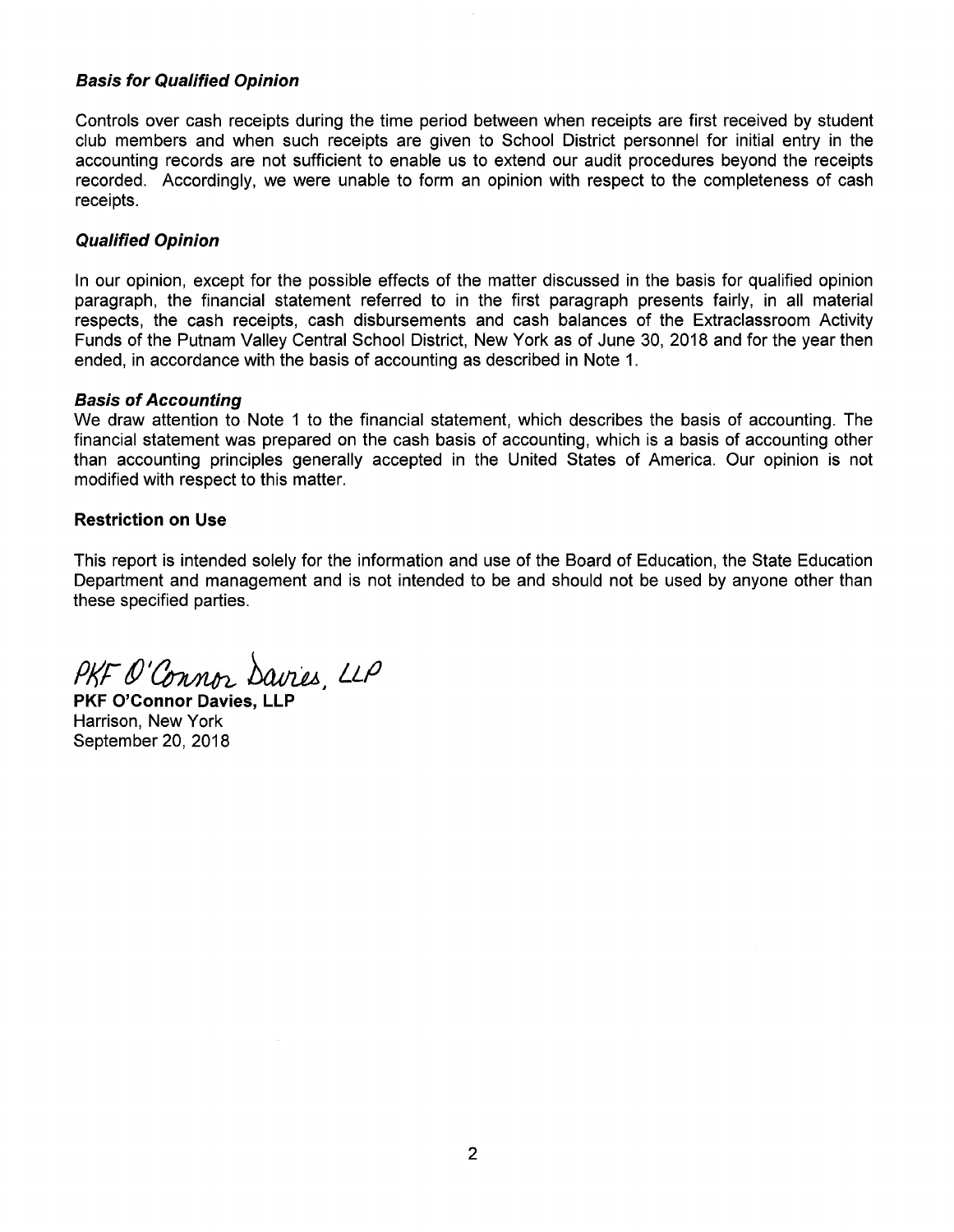### *Basis for Qualified Opinion*

Controls over cash receipts during the time period between when receipts are first received by student club members and when such receipts are given to School District personnel for initial entry in the accounting records are not sufficient to enable us to extend our audit procedures beyond the receipts recorded. Accordingly, we were unable to form an opinion with respect to the completeness of cash receipts.

### *Qualified Opinion*

In our opinion, except for the possible effects of the matter discussed in the basis for qualified opinion paragraph, the financial statement referred to in the first paragraph presents fairly, in all material respects, the cash receipts, cash disbursements and cash balances of the Extraclassroom Activity Funds of the Putnam Valley Central School District, New York as of June 30, 2018 and for the year then ended, in accordance with the basis of accounting as described in Note 1.

### *Basis of Accounting*

We draw attention to Note 1 to the financial statement, which describes the basis of accounting. The financial statement was prepared on the cash basis of accounting, which is a basis of accounting other than accounting principles generally accepted in the United States of America. Our opinion is not modified with respect to this matter.

### Restriction on Use

This report is intended solely for the information and use of the Board of Education, the State Education Department and management and is not intended to be and should not be used by anyone other than these specified parties.

*PKF O'Connor Davies, LLP*

**PKF O'Connor Davies, LLP**
Harrison, New York
September 20, 2018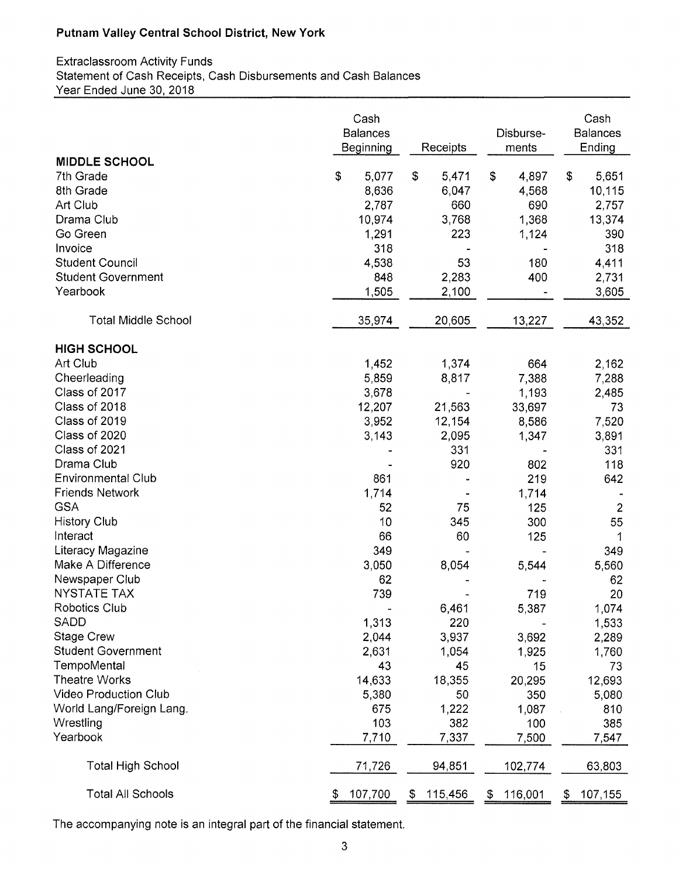**Putnam Valley Central School District, New York**

Extraclassroom Activity Funds
Statement of Cash Receipts, Cash Disbursements and Cash Balances
Year Ended June 30, 2018

| | Cash Balances Beginning | Receipts | Disburse-ments | Cash Balances Ending |
|---|---|---|---|---|
| **MIDDLE SCHOOL** | | | | |
| 7th Grade | $ 5,077 | $ 5,471 | $ 4,897 | $ 5,651 |
| 8th Grade | 8,636 | 6,047 | 4,568 | 10,115 |
| Art Club | 2,787 | 660 | 690 | 2,757 |
| Drama Club | 10,974 | 3,768 | 1,368 | 13,374 |
| Go Green | 1,291 | 223 | 1,124 | 390 |
| Invoice | 318 | - | - | 318 |
| Student Council | 4,538 | 53 | 180 | 4,411 |
| Student Government | 848 | 2,283 | 400 | 2,731 |
| Yearbook | 1,505 | 2,100 | - | 3,605 |
| Total Middle School | 35,974 | 20,605 | 13,227 | 43,352 |
| **HIGH SCHOOL** | | | | |
| Art Club | 1,452 | 1,374 | 664 | 2,162 |
| Cheerleading | 5,859 | 8,817 | 7,388 | 7,288 |
| Class of 2017 | 3,678 | - | 1,193 | 2,485 |
| Class of 2018 | 12,207 | 21,563 | 33,697 | 73 |
| Class of 2019 | 3,952 | 12,154 | 8,586 | 7,520 |
| Class of 2020 | 3,143 | 2,095 | 1,347 | 3,891 |
| Class of 2021 | - | 331 | - | 331 |
| Drama Club | - | 920 | 802 | 118 |
| Environmental Club | 861 | - | 219 | 642 |
| Friends Network | 1,714 | - | 1,714 | - |
| GSA | 52 | 75 | 125 | 2 |
| History Club | 10 | 345 | 300 | 55 |
| Interact | 66 | 60 | 125 | 1 |
| Literacy Magazine | 349 | - | - | 349 |
| Make A Difference | 3,050 | 8,054 | 5,544 | 5,560 |
| Newspaper Club | 62 | - | - | 62 |
| NYSTATE TAX | 739 | - | 719 | 20 |
| Robotics Club | - | 6,461 | 5,387 | 1,074 |
| SADD | 1,313 | 220 | - | 1,533 |
| Stage Crew | 2,044 | 3,937 | 3,692 | 2,289 |
| Student Government | 2,631 | 1,054 | 1,925 | 1,760 |
| TempoMental | 43 | 45 | 15 | 73 |
| Theatre Works | 14,633 | 18,355 | 20,295 | 12,693 |
| Video Production Club | 5,380 | 50 | 350 | 5,080 |
| World Lang/Foreign Lang. | 675 | 1,222 | 1,087 | 810 |
| Wrestling | 103 | 382 | 100 | 385 |
| Yearbook | 7,710 | 7,337 | 7,500 | 7,547 |
| Total High School | 71,726 | 94,851 | 102,774 | 63,803 |
| Total All Schools | $ 107,700 | $ 115,456 | $ 116,001 | $ 107,155 |

The accompanying note is an integral part of the financial statement.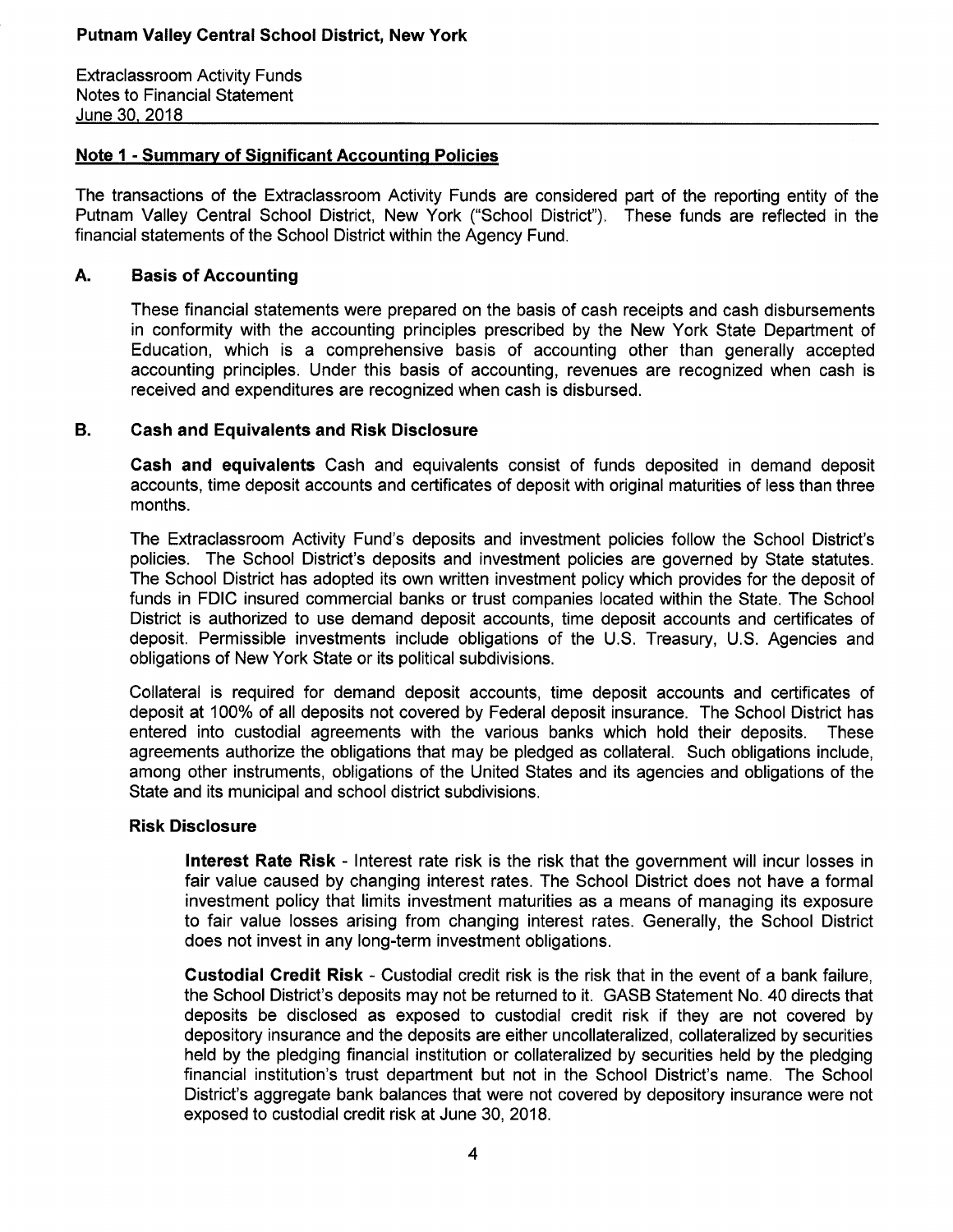**Putnam Valley Central School District, New York**

Extraclassroom Activity Funds
Notes to Financial Statement
June 30, 2018

## Note 1 - Summary of Significant Accounting Policies

The transactions of the Extraclassroom Activity Funds are considered part of the reporting entity of the Putnam Valley Central School District, New York ("School District"). These funds are reflected in the financial statements of the School District within the Agency Fund.

### A. Basis of Accounting

These financial statements were prepared on the basis of cash receipts and cash disbursements in conformity with the accounting principles prescribed by the New York State Department of Education, which is a comprehensive basis of accounting other than generally accepted accounting principles. Under this basis of accounting, revenues are recognized when cash is received and expenditures are recognized when cash is disbursed.

### B. Cash and Equivalents and Risk Disclosure

**Cash and equivalents** Cash and equivalents consist of funds deposited in demand deposit accounts, time deposit accounts and certificates of deposit with original maturities of less than three months.

The Extraclassroom Activity Fund's deposits and investment policies follow the School District's policies. The School District's deposits and investment policies are governed by State statutes. The School District has adopted its own written investment policy which provides for the deposit of funds in FDIC insured commercial banks or trust companies located within the State. The School District is authorized to use demand deposit accounts, time deposit accounts and certificates of deposit. Permissible investments include obligations of the U.S. Treasury, U.S. Agencies and obligations of New York State or its political subdivisions.

Collateral is required for demand deposit accounts, time deposit accounts and certificates of deposit at 100% of all deposits not covered by Federal deposit insurance. The School District has entered into custodial agreements with the various banks which hold their deposits. These agreements authorize the obligations that may be pledged as collateral. Such obligations include, among other instruments, obligations of the United States and its agencies and obligations of the State and its municipal and school district subdivisions.

**Risk Disclosure**

**Interest Rate Risk** - Interest rate risk is the risk that the government will incur losses in fair value caused by changing interest rates. The School District does not have a formal investment policy that limits investment maturities as a means of managing its exposure to fair value losses arising from changing interest rates. Generally, the School District does not invest in any long-term investment obligations.

**Custodial Credit Risk** - Custodial credit risk is the risk that in the event of a bank failure, the School District's deposits may not be returned to it. GASB Statement No. 40 directs that deposits be disclosed as exposed to custodial credit risk if they are not covered by depository insurance and the deposits are either uncollateralized, collateralized by securities held by the pledging financial institution or collateralized by securities held by the pledging financial institution's trust department but not in the School District's name. The School District's aggregate bank balances that were not covered by depository insurance were not exposed to custodial credit risk at June 30, 2018.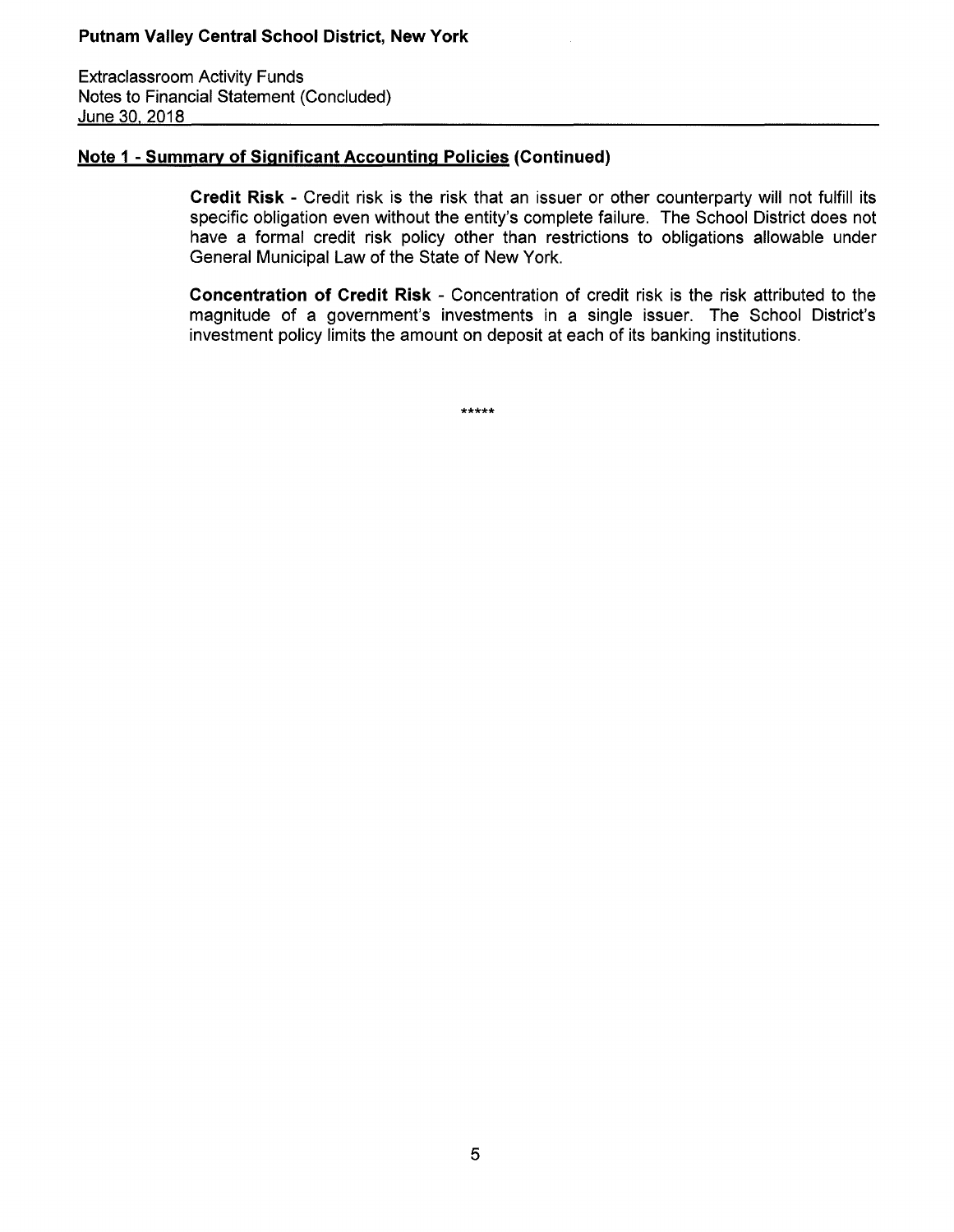## Note 1 - Summary of Significant Accounting Policies (Continued)

**Credit Risk** - Credit risk is the risk that an issuer or other counterparty will not fulfill its specific obligation even without the entity's complete failure. The School District does not have a formal credit risk policy other than restrictions to obligations allowable under General Municipal Law of the State of New York.

**Concentration of Credit Risk** - Concentration of credit risk is the risk attributed to the magnitude of a government's investments in a single issuer. The School District's investment policy limits the amount on deposit at each of its banking institutions.

*****